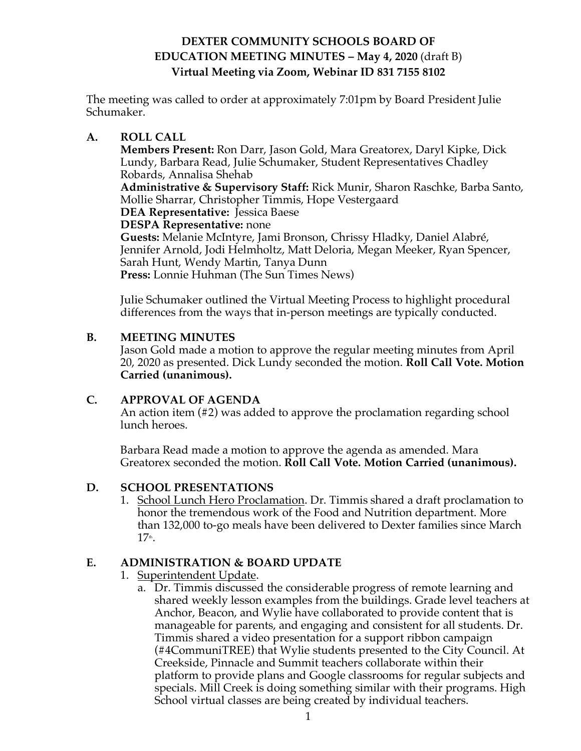# DEXTER COMMUNITY SCHOOLS BOARD OF EDUCATION MEETING MINUTES – May 4, 2020 (draft B)
## Virtual Meeting via Zoom, Webinar ID 831 7155 8102

The meeting was called to order at approximately 7:01pm by Board President Julie Schumaker.

## A. ROLL CALL

**Members Present:** Ron Darr, Jason Gold, Mara Greatorex, Daryl Kipke, Dick Lundy, Barbara Read, Julie Schumaker, Student Representatives Chadley Robards, Annalisa Shehab
**Administrative & Supervisory Staff:** Rick Munir, Sharon Raschke, Barba Santo, Mollie Sharrar, Christopher Timmis, Hope Vestergaard
**DEA Representative:** Jessica Baese
**DESPA Representative:** none
**Guests:** Melanie McIntyre, Jami Bronson, Chrissy Hladky, Daniel Alabré, Jennifer Arnold, Jodi Helmholtz, Matt Deloria, Megan Meeker, Ryan Spencer, Sarah Hunt, Wendy Martin, Tanya Dunn
**Press:** Lonnie Huhman (The Sun Times News)

Julie Schumaker outlined the Virtual Meeting Process to highlight procedural differences from the ways that in-person meetings are typically conducted.

## B. MEETING MINUTES

Jason Gold made a motion to approve the regular meeting minutes from April 20, 2020 as presented. Dick Lundy seconded the motion. **Roll Call Vote. Motion Carried (unanimous).**

## C. APPROVAL OF AGENDA

An action item (#2) was added to approve the proclamation regarding school lunch heroes.

Barbara Read made a motion to approve the agenda as amended. Mara Greatorex seconded the motion. **Roll Call Vote. Motion Carried (unanimous).**

## D. SCHOOL PRESENTATIONS

1. School Lunch Hero Proclamation. Dr. Timmis shared a draft proclamation to honor the tremendous work of the Food and Nutrition department. More than 132,000 to-go meals have been delivered to Dexter families since March 17th.

## E. ADMINISTRATION & BOARD UPDATE

1. Superintendent Update.
   a. Dr. Timmis discussed the considerable progress of remote learning and shared weekly lesson examples from the buildings. Grade level teachers at Anchor, Beacon, and Wylie have collaborated to provide content that is manageable for parents, and engaging and consistent for all students. Dr. Timmis shared a video presentation for a support ribbon campaign (#4CommuniTREE) that Wylie students presented to the City Council. At Creekside, Pinnacle and Summit teachers collaborate within their platform to provide plans and Google classrooms for regular subjects and specials. Mill Creek is doing something similar with their programs. High School virtual classes are being created by individual teachers.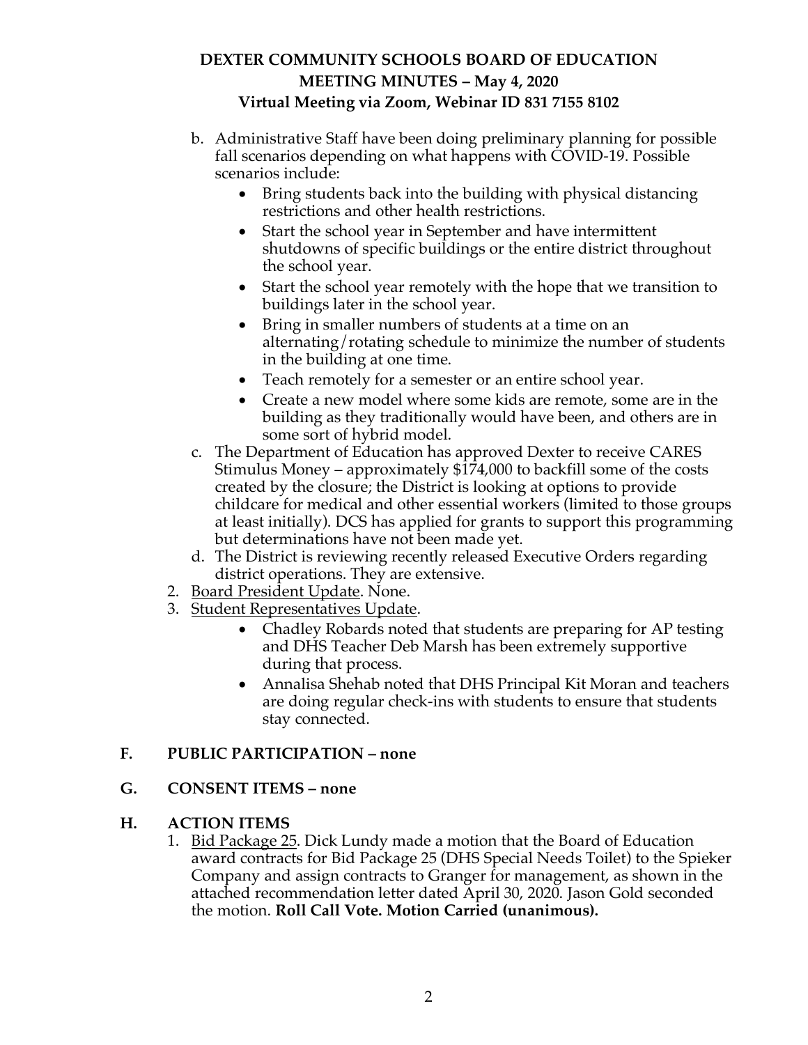# DEXTER COMMUNITY SCHOOLS BOARD OF EDUCATION
## MEETING MINUTES – May 4, 2020
### Virtual Meeting via Zoom, Webinar ID 831 7155 8102

b. Administrative Staff have been doing preliminary planning for possible fall scenarios depending on what happens with COVID-19. Possible scenarios include:
   - Bring students back into the building with physical distancing restrictions and other health restrictions.
   - Start the school year in September and have intermittent shutdowns of specific buildings or the entire district throughout the school year.
   - Start the school year remotely with the hope that we transition to buildings later in the school year.
   - Bring in smaller numbers of students at a time on an alternating/rotating schedule to minimize the number of students in the building at one time.
   - Teach remotely for a semester or an entire school year.
   - Create a new model where some kids are remote, some are in the building as they traditionally would have been, and others are in some sort of hybrid model.

c. The Department of Education has approved Dexter to receive CARES Stimulus Money – approximately $174,000 to backfill some of the costs created by the closure; the District is looking at options to provide childcare for medical and other essential workers (limited to those groups at least initially). DCS has applied for grants to support this programming but determinations have not been made yet.

d. The District is reviewing recently released Executive Orders regarding district operations. They are extensive.

2. <u>Board President Update</u>. None.
3. <u>Student Representatives Update</u>.
   - Chadley Robards noted that students are preparing for AP testing and DHS Teacher Deb Marsh has been extremely supportive during that process.
   - Annalisa Shehab noted that DHS Principal Kit Moran and teachers are doing regular check-ins with students to ensure that students stay connected.

## F. PUBLIC PARTICIPATION – none

## G. CONSENT ITEMS – none

## H. ACTION ITEMS

1. <u>Bid Package 25</u>. Dick Lundy made a motion that the Board of Education award contracts for Bid Package 25 (DHS Special Needs Toilet) to the Spieker Company and assign contracts to Granger for management, as shown in the attached recommendation letter dated April 30, 2020. Jason Gold seconded the motion. **Roll Call Vote. Motion Carried (unanimous).**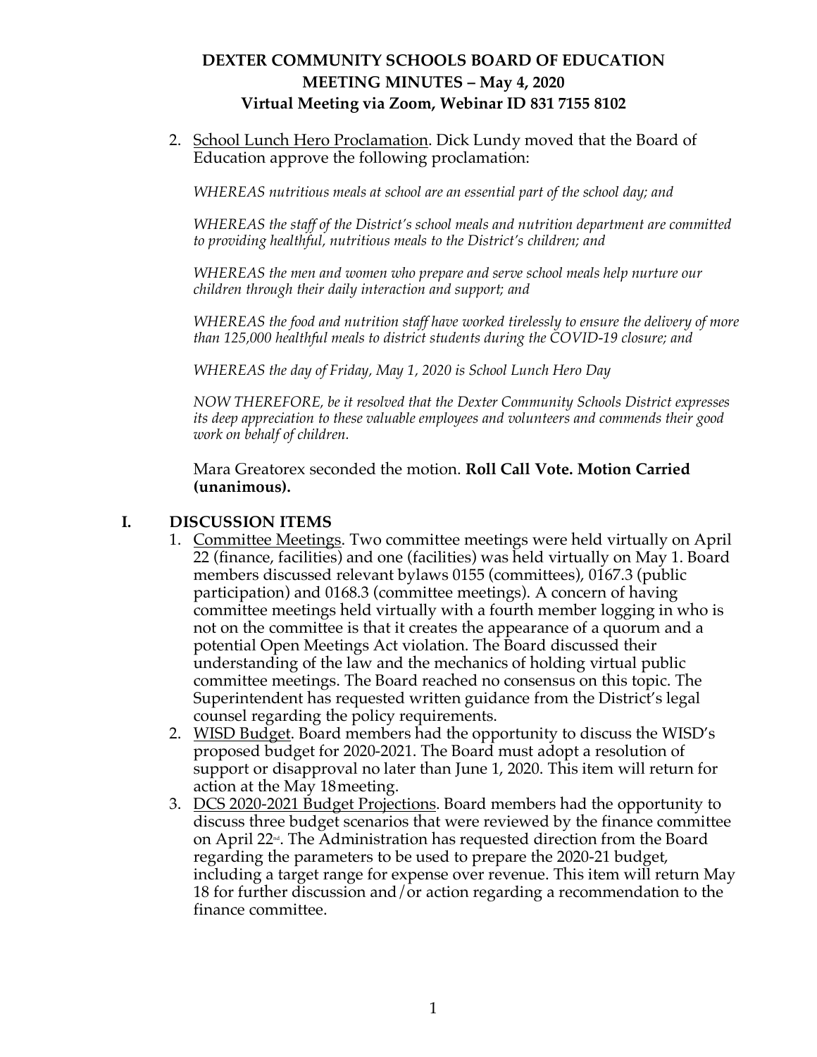# DEXTER COMMUNITY SCHOOLS BOARD OF EDUCATION
## MEETING MINUTES – May 4, 2020
### Virtual Meeting via Zoom, Webinar ID 831 7155 8102

2. School Lunch Hero Proclamation. Dick Lundy moved that the Board of Education approve the following proclamation:

   *WHEREAS nutritious meals at school are an essential part of the school day; and*

   *WHEREAS the staff of the District's school meals and nutrition department are committed to providing healthful, nutritious meals to the District's children; and*

   *WHEREAS the men and women who prepare and serve school meals help nurture our children through their daily interaction and support; and*

   *WHEREAS the food and nutrition staff have worked tirelessly to ensure the delivery of more than 125,000 healthful meals to district students during the COVID-19 closure; and*

   *WHEREAS the day of Friday, May 1, 2020 is School Lunch Hero Day*

   *NOW THEREFORE, be it resolved that the Dexter Community Schools District expresses its deep appreciation to these valuable employees and volunteers and commends their good work on behalf of children.*

   Mara Greatorex seconded the motion. **Roll Call Vote. Motion Carried (unanimous).**

## I. DISCUSSION ITEMS

1. Committee Meetings. Two committee meetings were held virtually on April 22 (finance, facilities) and one (facilities) was held virtually on May 1. Board members discussed relevant bylaws 0155 (committees), 0167.3 (public participation) and 0168.3 (committee meetings). A concern of having committee meetings held virtually with a fourth member logging in who is not on the committee is that it creates the appearance of a quorum and a potential Open Meetings Act violation. The Board discussed their understanding of the law and the mechanics of holding virtual public committee meetings. The Board reached no consensus on this topic. The Superintendent has requested written guidance from the District's legal counsel regarding the policy requirements.
2. WISD Budget. Board members had the opportunity to discuss the WISD's proposed budget for 2020-2021. The Board must adopt a resolution of support or disapproval no later than June 1, 2020. This item will return for action at the May 18 meeting.
3. DCS 2020-2021 Budget Projections. Board members had the opportunity to discuss three budget scenarios that were reviewed by the finance committee on April 22nd. The Administration has requested direction from the Board regarding the parameters to be used to prepare the 2020-21 budget, including a target range for expense over revenue. This item will return May 18 for further discussion and/or action regarding a recommendation to the finance committee.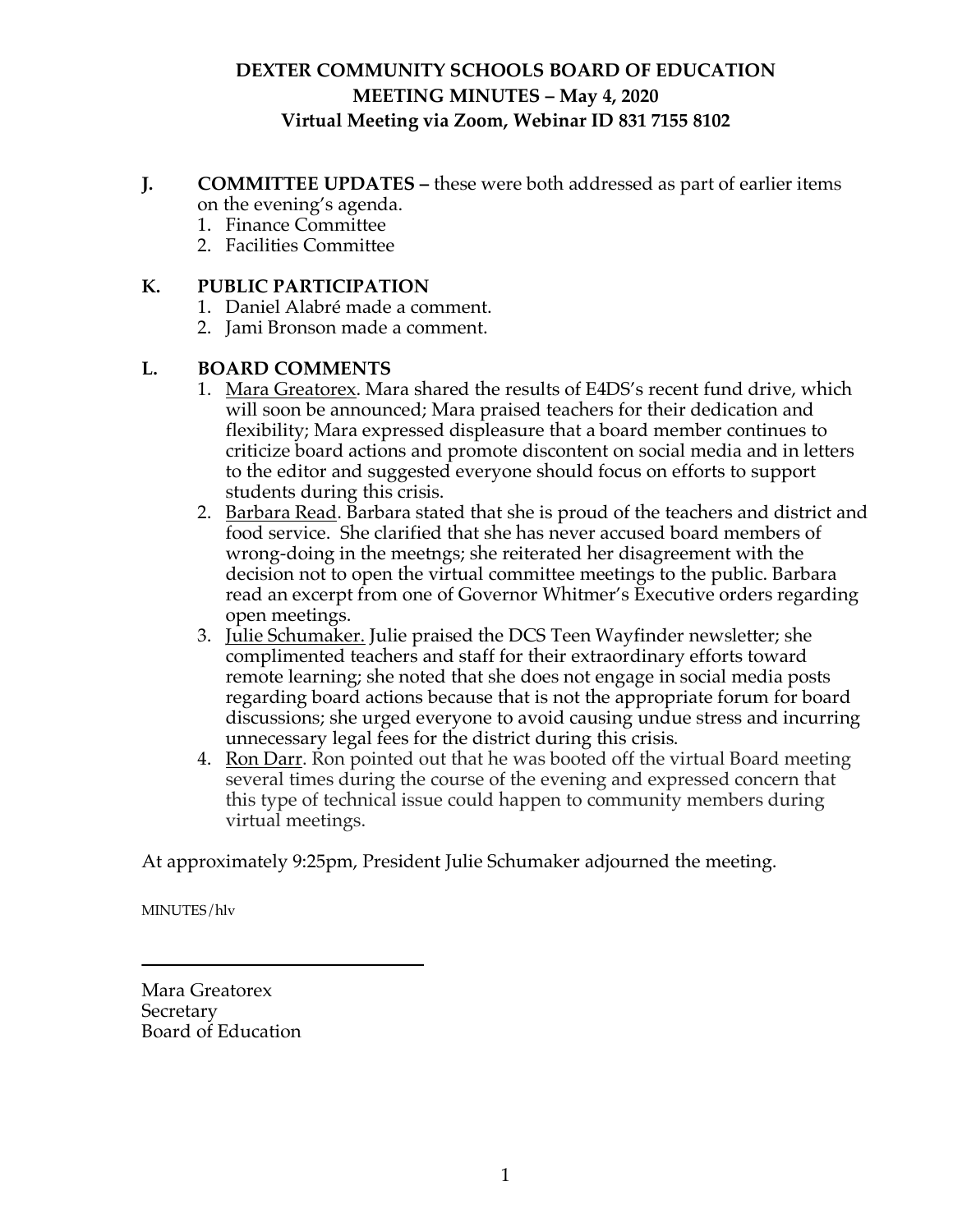**DEXTER COMMUNITY SCHOOLS BOARD OF EDUCATION**
**MEETING MINUTES – May 4, 2020**
**Virtual Meeting via Zoom, Webinar ID 831 7155 8102**

**J. COMMITTEE UPDATES –** these were both addressed as part of earlier items on the evening's agenda.

1. Finance Committee
2. Facilities Committee

**K. PUBLIC PARTICIPATION**

1. Daniel Alabré made a comment.
2. Jami Bronson made a comment.

**L. BOARD COMMENTS**

1. Mara Greatorex. Mara shared the results of E4DS's recent fund drive, which will soon be announced; Mara praised teachers for their dedication and flexibility; Mara expressed displeasure that a board member continues to criticize board actions and promote discontent on social media and in letters to the editor and suggested everyone should focus on efforts to support students during this crisis.
2. Barbara Read. Barbara stated that she is proud of the teachers and district and food service. She clarified that she has never accused board members of wrong-doing in the meetngs; she reiterated her disagreement with the decision not to open the virtual committee meetings to the public. Barbara read an excerpt from one of Governor Whitmer's Executive orders regarding open meetings.
3. Julie Schumaker. Julie praised the DCS Teen Wayfinder newsletter; she complimented teachers and staff for their extraordinary efforts toward remote learning; she noted that she does not engage in social media posts regarding board actions because that is not the appropriate forum for board discussions; she urged everyone to avoid causing undue stress and incurring unnecessary legal fees for the district during this crisis.
4. Ron Darr. Ron pointed out that he was booted off the virtual Board meeting several times during the course of the evening and expressed concern that this type of technical issue could happen to community members during virtual meetings.

At approximately 9:25pm, President Julie Schumaker adjourned the meeting.

MINUTES/hlv

\_\_\_\_\_\_\_\_\_\_\_\_\_\_\_\_\_\_\_\_\_\_\_\_\_\_\_\_\_\_

Mara Greatorex
Secretary
Board of Education